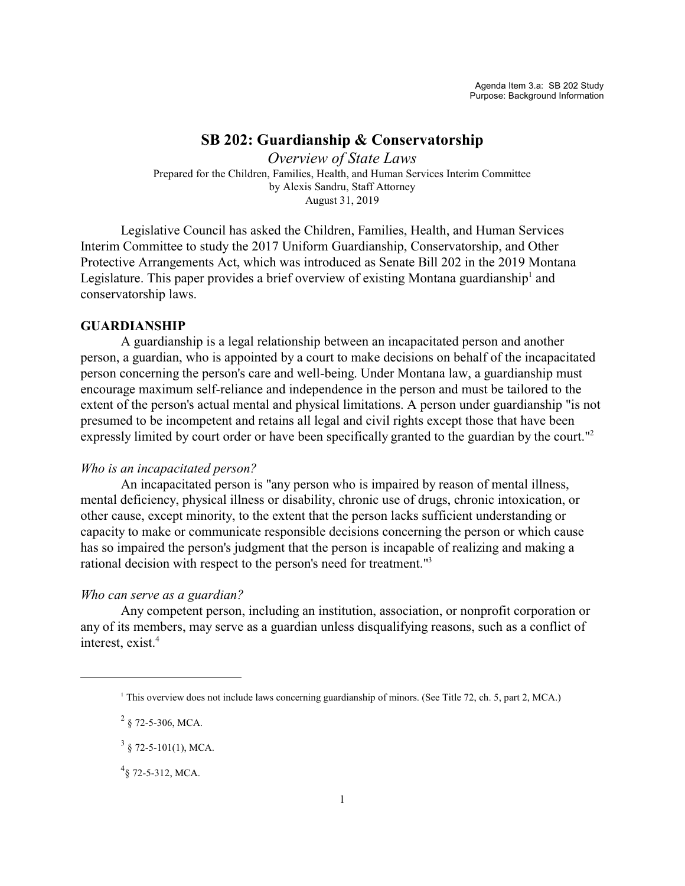Agenda Item 3.a: SB 202 Study
Purpose: Background Information

# SB 202: Guardianship & Conservatorship

*Overview of State Laws*

Prepared for the Children, Families, Health, and Human Services Interim Committee
by Alexis Sandru, Staff Attorney
August 31, 2019

Legislative Council has asked the Children, Families, Health, and Human Services Interim Committee to study the 2017 Uniform Guardianship, Conservatorship, and Other Protective Arrangements Act, which was introduced as Senate Bill 202 in the 2019 Montana Legislature. This paper provides a brief overview of existing Montana guardianship[1] and conservatorship laws.

## GUARDIANSHIP

A guardianship is a legal relationship between an incapacitated person and another person, a guardian, who is appointed by a court to make decisions on behalf of the incapacitated person concerning the person's care and well-being. Under Montana law, a guardianship must encourage maximum self-reliance and independence in the person and must be tailored to the extent of the person's actual mental and physical limitations. A person under guardianship "is not presumed to be incompetent and retains all legal and civil rights except those that have been expressly limited by court order or have been specifically granted to the guardian by the court."[2]

### *Who is an incapacitated person?*

An incapacitated person is "any person who is impaired by reason of mental illness, mental deficiency, physical illness or disability, chronic use of drugs, chronic intoxication, or other cause, except minority, to the extent that the person lacks sufficient understanding or capacity to make or communicate responsible decisions concerning the person or which cause has so impaired the person's judgment that the person is incapable of realizing and making a rational decision with respect to the person's need for treatment."[3]

### *Who can serve as a guardian?*

Any competent person, including an institution, association, or nonprofit corporation or any of its members, may serve as a guardian unless disqualifying reasons, such as a conflict of interest, exist.[4]

---

[1] This overview does not include laws concerning guardianship of minors. (See Title 72, ch. 5, part 2, MCA.)

[2] § 72-5-306, MCA.

[3] § 72-5-101(1), MCA.

[4] § 72-5-312, MCA.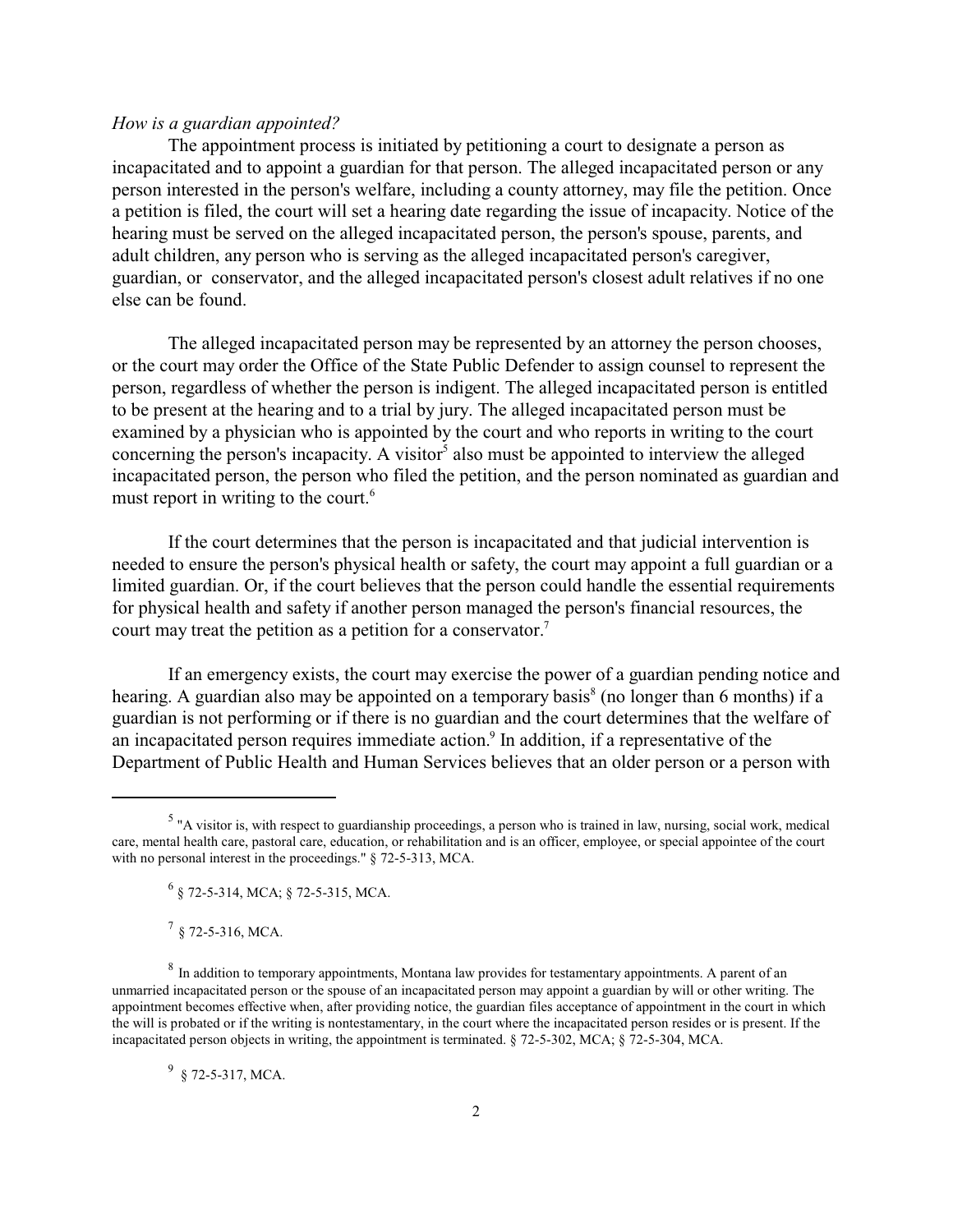*How is a guardian appointed?*

The appointment process is initiated by petitioning a court to designate a person as incapacitated and to appoint a guardian for that person. The alleged incapacitated person or any person interested in the person's welfare, including a county attorney, may file the petition. Once a petition is filed, the court will set a hearing date regarding the issue of incapacity. Notice of the hearing must be served on the alleged incapacitated person, the person's spouse, parents, and adult children, any person who is serving as the alleged incapacitated person's caregiver, guardian, or conservator, and the alleged incapacitated person's closest adult relatives if no one else can be found.

The alleged incapacitated person may be represented by an attorney the person chooses, or the court may order the Office of the State Public Defender to assign counsel to represent the person, regardless of whether the person is indigent. The alleged incapacitated person is entitled to be present at the hearing and to a trial by jury. The alleged incapacitated person must be examined by a physician who is appointed by the court and who reports in writing to the court concerning the person's incapacity. A visitor[5] also must be appointed to interview the alleged incapacitated person, the person who filed the petition, and the person nominated as guardian and must report in writing to the court.[6]

If the court determines that the person is incapacitated and that judicial intervention is needed to ensure the person's physical health or safety, the court may appoint a full guardian or a limited guardian. Or, if the court believes that the person could handle the essential requirements for physical health and safety if another person managed the person's financial resources, the court may treat the petition as a petition for a conservator.[7]

If an emergency exists, the court may exercise the power of a guardian pending notice and hearing. A guardian also may be appointed on a temporary basis[8] (no longer than 6 months) if a guardian is not performing or if there is no guardian and the court determines that the welfare of an incapacitated person requires immediate action.[9] In addition, if a representative of the Department of Public Health and Human Services believes that an older person or a person with

---

[5] "A visitor is, with respect to guardianship proceedings, a person who is trained in law, nursing, social work, medical care, mental health care, pastoral care, education, or rehabilitation and is an officer, employee, or special appointee of the court with no personal interest in the proceedings." § 72-5-313, MCA.

[6] § 72-5-314, MCA; § 72-5-315, MCA.

[7] § 72-5-316, MCA.

[8] In addition to temporary appointments, Montana law provides for testamentary appointments. A parent of an unmarried incapacitated person or the spouse of an incapacitated person may appoint a guardian by will or other writing. The appointment becomes effective when, after providing notice, the guardian files acceptance of appointment in the court in which the will is probated or if the writing is nontestamentary, in the court where the incapacitated person resides or is present. If the incapacitated person objects in writing, the appointment is terminated. § 72-5-302, MCA; § 72-5-304, MCA.

[9] § 72-5-317, MCA.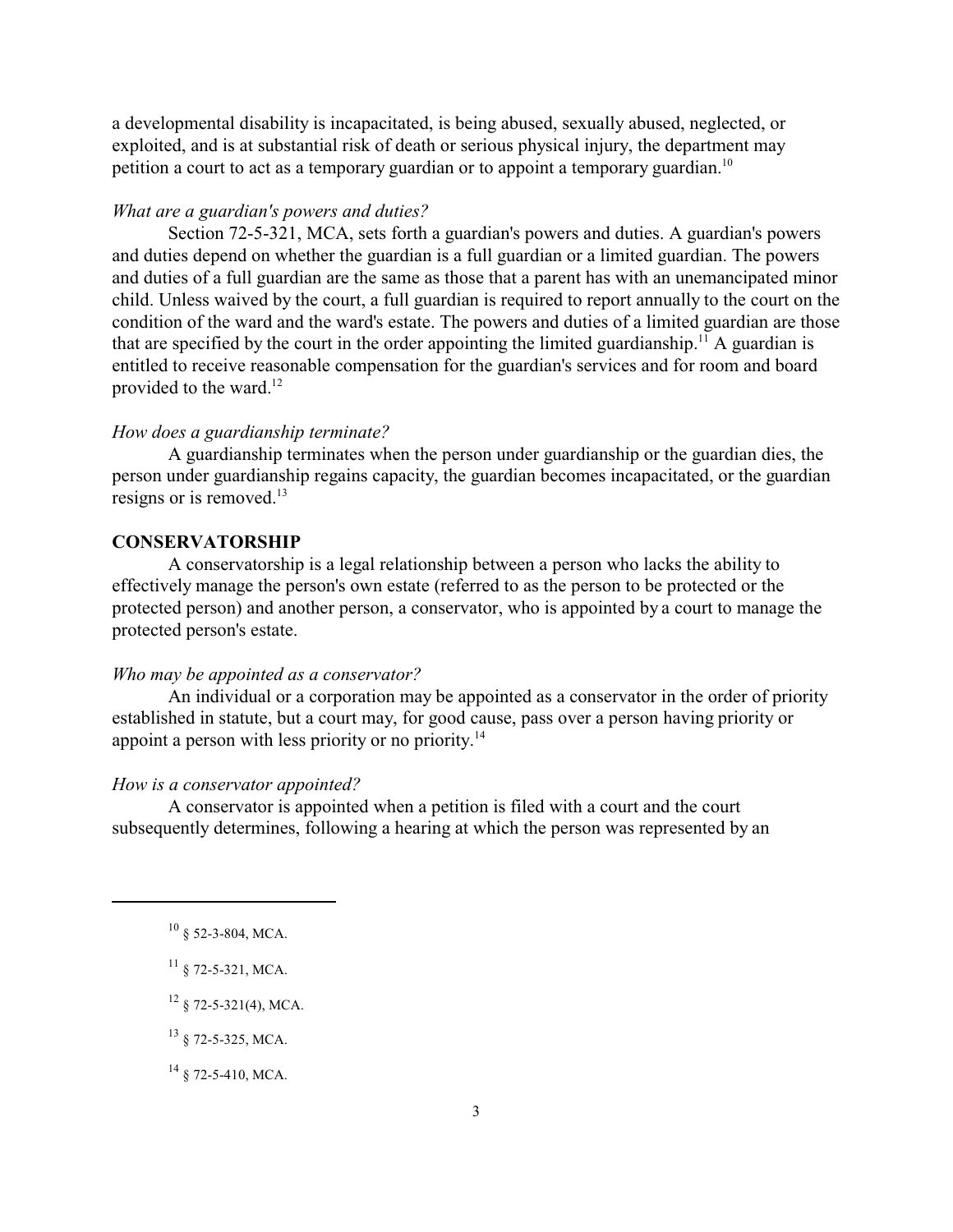a developmental disability is incapacitated, is being abused, sexually abused, neglected, or exploited, and is at substantial risk of death or serious physical injury, the department may petition a court to act as a temporary guardian or to appoint a temporary guardian.[10]

*What are a guardian's powers and duties?*

Section 72-5-321, MCA, sets forth a guardian's powers and duties. A guardian's powers and duties depend on whether the guardian is a full guardian or a limited guardian. The powers and duties of a full guardian are the same as those that a parent has with an unemancipated minor child. Unless waived by the court, a full guardian is required to report annually to the court on the condition of the ward and the ward's estate. The powers and duties of a limited guardian are those that are specified by the court in the order appointing the limited guardianship.[11] A guardian is entitled to receive reasonable compensation for the guardian's services and for room and board provided to the ward.[12]

*How does a guardianship terminate?*

A guardianship terminates when the person under guardianship or the guardian dies, the person under guardianship regains capacity, the guardian becomes incapacitated, or the guardian resigns or is removed.[13]

## CONSERVATORSHIP

A conservatorship is a legal relationship between a person who lacks the ability to effectively manage the person's own estate (referred to as the person to be protected or the protected person) and another person, a conservator, who is appointed by a court to manage the protected person's estate.

*Who may be appointed as a conservator?*

An individual or a corporation may be appointed as a conservator in the order of priority established in statute, but a court may, for good cause, pass over a person having priority or appoint a person with less priority or no priority.[14]

*How is a conservator appointed?*

A conservator is appointed when a petition is filed with a court and the court subsequently determines, following a hearing at which the person was represented by an

---

[10] § 52-3-804, MCA.

[11] § 72-5-321, MCA.

[12] § 72-5-321(4), MCA.

[13] § 72-5-325, MCA.

[14] § 72-5-410, MCA.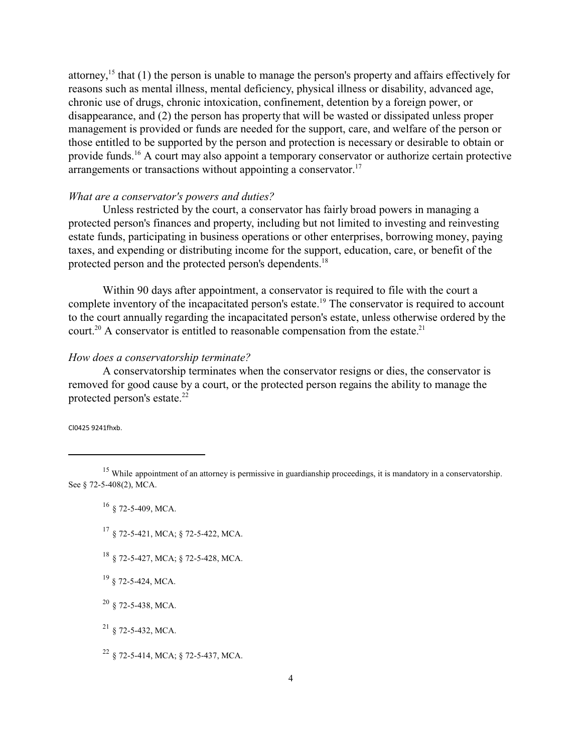attorney,[15] that (1) the person is unable to manage the person's property and affairs effectively for reasons such as mental illness, mental deficiency, physical illness or disability, advanced age, chronic use of drugs, chronic intoxication, confinement, detention by a foreign power, or disappearance, and (2) the person has property that will be wasted or dissipated unless proper management is provided or funds are needed for the support, care, and welfare of the person or those entitled to be supported by the person and protection is necessary or desirable to obtain or provide funds.[16] A court may also appoint a temporary conservator or authorize certain protective arrangements or transactions without appointing a conservator.[17]

*What are a conservator's powers and duties?*

Unless restricted by the court, a conservator has fairly broad powers in managing a protected person's finances and property, including but not limited to investing and reinvesting estate funds, participating in business operations or other enterprises, borrowing money, paying taxes, and expending or distributing income for the support, education, care, or benefit of the protected person and the protected person's dependents.[18]

Within 90 days after appointment, a conservator is required to file with the court a complete inventory of the incapacitated person's estate.[19] The conservator is required to account to the court annually regarding the incapacitated person's estate, unless otherwise ordered by the court.[20] A conservator is entitled to reasonable compensation from the estate.[21]

*How does a conservatorship terminate?*

A conservatorship terminates when the conservator resigns or dies, the conservator is removed for good cause by a court, or the protected person regains the ability to manage the protected person's estate.[22]

Cl0425 9241fhxb.

---

[15] While appointment of an attorney is permissive in guardianship proceedings, it is mandatory in a conservatorship. See § 72-5-408(2), MCA.

[16] § 72-5-409, MCA.

[17] § 72-5-421, MCA; § 72-5-422, MCA.

[18] § 72-5-427, MCA; § 72-5-428, MCA.

[19] § 72-5-424, MCA.

[20] § 72-5-438, MCA.

[21] § 72-5-432, MCA.

[22] § 72-5-414, MCA; § 72-5-437, MCA.